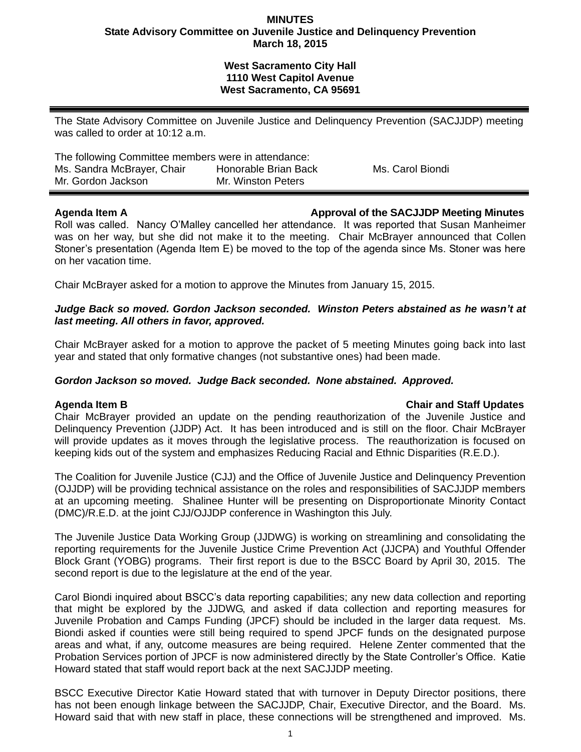**MINUTES**
**State Advisory Committee on Juvenile Justice and Delinquency Prevention**
**March 18, 2015**

**West Sacramento City Hall**
**1110 West Capitol Avenue**
**West Sacramento, CA 95691**

---

The State Advisory Committee on Juvenile Justice and Delinquency Prevention (SACJJDP) meeting was called to order at 10:12 a.m.

The following Committee members were in attendance:

| | | |
|---|---|---|
| Ms. Sandra McBrayer, Chair | Honorable Brian Back | Ms. Carol Biondi |
| Mr. Gordon Jackson | Mr. Winston Peters | |

---

**Agenda Item A — Approval of the SACJJDP Meeting Minutes**

Roll was called. Nancy O'Malley cancelled her attendance. It was reported that Susan Manheimer was on her way, but she did not make it to the meeting. Chair McBrayer announced that Collen Stoner's presentation (Agenda Item E) be moved to the top of the agenda since Ms. Stoner was here on her vacation time.

Chair McBrayer asked for a motion to approve the Minutes from January 15, 2015.

***Judge Back so moved. Gordon Jackson seconded. Winston Peters abstained as he wasn't at last meeting. All others in favor, approved.***

Chair McBrayer asked for a motion to approve the packet of 5 meeting Minutes going back into last year and stated that only formative changes (not substantive ones) had been made.

***Gordon Jackson so moved. Judge Back seconded. None abstained. Approved.***

**Agenda Item B — Chair and Staff Updates**

Chair McBrayer provided an update on the pending reauthorization of the Juvenile Justice and Delinquency Prevention (JJDP) Act. It has been introduced and is still on the floor. Chair McBrayer will provide updates as it moves through the legislative process. The reauthorization is focused on keeping kids out of the system and emphasizes Reducing Racial and Ethnic Disparities (R.E.D.).

The Coalition for Juvenile Justice (CJJ) and the Office of Juvenile Justice and Delinquency Prevention (OJJDP) will be providing technical assistance on the roles and responsibilities of SACJJDP members at an upcoming meeting. Shalinee Hunter will be presenting on Disproportionate Minority Contact (DMC)/R.E.D. at the joint CJJ/OJJDP conference in Washington this July.

The Juvenile Justice Data Working Group (JJDWG) is working on streamlining and consolidating the reporting requirements for the Juvenile Justice Crime Prevention Act (JJCPA) and Youthful Offender Block Grant (YOBG) programs. Their first report is due to the BSCC Board by April 30, 2015. The second report is due to the legislature at the end of the year.

Carol Biondi inquired about BSCC's data reporting capabilities; any new data collection and reporting that might be explored by the JJDWG, and asked if data collection and reporting measures for Juvenile Probation and Camps Funding (JPCF) should be included in the larger data request. Ms. Biondi asked if counties were still being required to spend JPCF funds on the designated purpose areas and what, if any, outcome measures are being required. Helene Zenter commented that the Probation Services portion of JPCF is now administered directly by the State Controller's Office. Katie Howard stated that staff would report back at the next SACJJDP meeting.

BSCC Executive Director Katie Howard stated that with turnover in Deputy Director positions, there has not been enough linkage between the SACJJDP, Chair, Executive Director, and the Board. Ms. Howard said that with new staff in place, these connections will be strengthened and improved. Ms.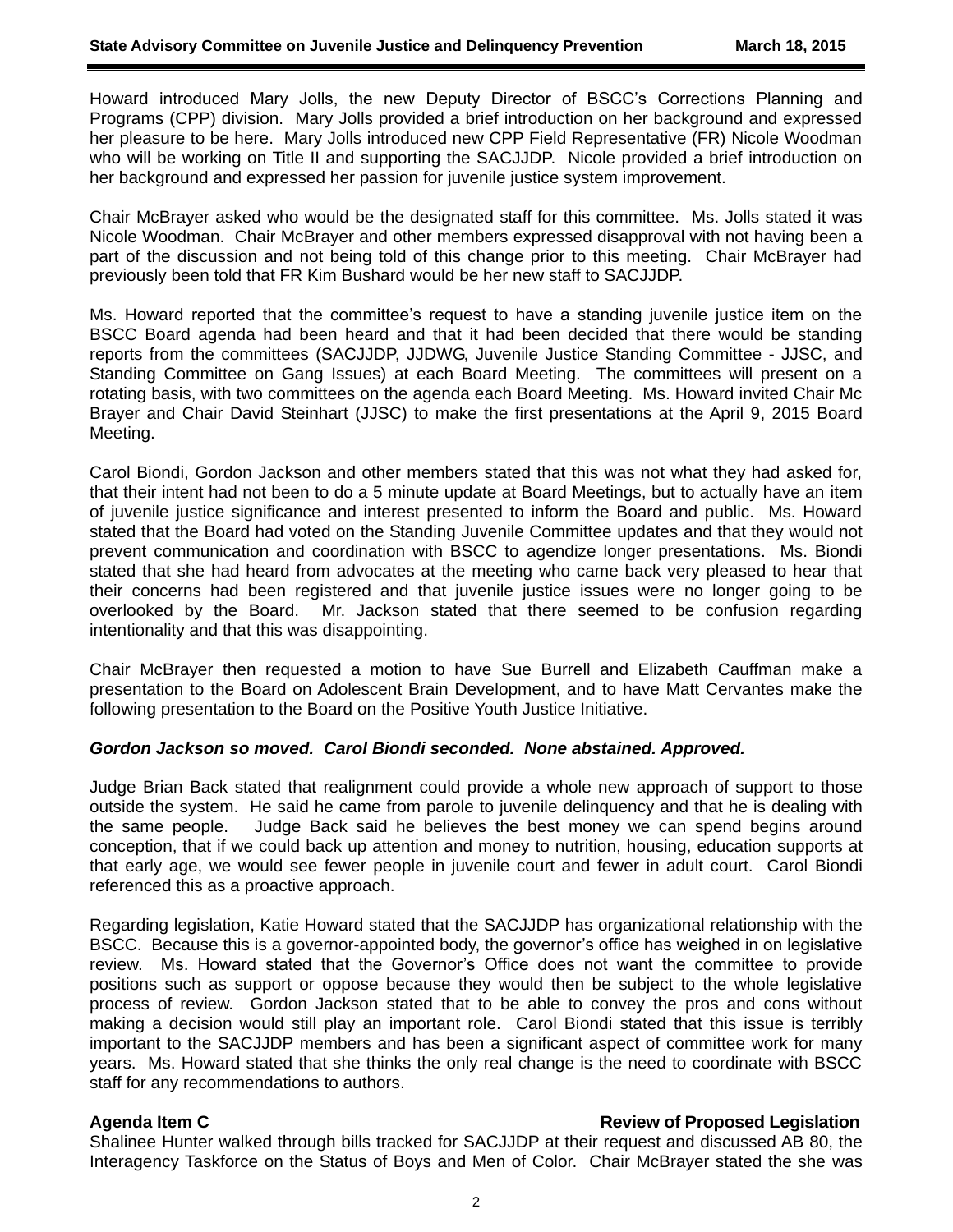Howard introduced Mary Jolls, the new Deputy Director of BSCC's Corrections Planning and Programs (CPP) division. Mary Jolls provided a brief introduction on her background and expressed her pleasure to be here. Mary Jolls introduced new CPP Field Representative (FR) Nicole Woodman who will be working on Title II and supporting the SACJJDP. Nicole provided a brief introduction on her background and expressed her passion for juvenile justice system improvement.

Chair McBrayer asked who would be the designated staff for this committee. Ms. Jolls stated it was Nicole Woodman. Chair McBrayer and other members expressed disapproval with not having been a part of the discussion and not being told of this change prior to this meeting. Chair McBrayer had previously been told that FR Kim Bushard would be her new staff to SACJJDP.

Ms. Howard reported that the committee's request to have a standing juvenile justice item on the BSCC Board agenda had been heard and that it had been decided that there would be standing reports from the committees (SACJJDP, JJDWG, Juvenile Justice Standing Committee - JJSC, and Standing Committee on Gang Issues) at each Board Meeting. The committees will present on a rotating basis, with two committees on the agenda each Board Meeting. Ms. Howard invited Chair Mc Brayer and Chair David Steinhart (JJSC) to make the first presentations at the April 9, 2015 Board Meeting.

Carol Biondi, Gordon Jackson and other members stated that this was not what they had asked for, that their intent had not been to do a 5 minute update at Board Meetings, but to actually have an item of juvenile justice significance and interest presented to inform the Board and public. Ms. Howard stated that the Board had voted on the Standing Juvenile Committee updates and that they would not prevent communication and coordination with BSCC to agendize longer presentations. Ms. Biondi stated that she had heard from advocates at the meeting who came back very pleased to hear that their concerns had been registered and that juvenile justice issues were no longer going to be overlooked by the Board. Mr. Jackson stated that there seemed to be confusion regarding intentionality and that this was disappointing.

Chair McBrayer then requested a motion to have Sue Burrell and Elizabeth Cauffman make a presentation to the Board on Adolescent Brain Development, and to have Matt Cervantes make the following presentation to the Board on the Positive Youth Justice Initiative.

***Gordon Jackson so moved. Carol Biondi seconded. None abstained. Approved.***

Judge Brian Back stated that realignment could provide a whole new approach of support to those outside the system. He said he came from parole to juvenile delinquency and that he is dealing with the same people. Judge Back said he believes the best money we can spend begins around conception, that if we could back up attention and money to nutrition, housing, education supports at that early age, we would see fewer people in juvenile court and fewer in adult court. Carol Biondi referenced this as a proactive approach.

Regarding legislation, Katie Howard stated that the SACJJDP has organizational relationship with the BSCC. Because this is a governor-appointed body, the governor's office has weighed in on legislative review. Ms. Howard stated that the Governor's Office does not want the committee to provide positions such as support or oppose because they would then be subject to the whole legislative process of review. Gordon Jackson stated that to be able to convey the pros and cons without making a decision would still play an important role. Carol Biondi stated that this issue is terribly important to the SACJJDP members and has been a significant aspect of committee work for many years. Ms. Howard stated that she thinks the only real change is the need to coordinate with BSCC staff for any recommendations to authors.

**Agenda Item C — Review of Proposed Legislation**

Shalinee Hunter walked through bills tracked for SACJJDP at their request and discussed AB 80, the Interagency Taskforce on the Status of Boys and Men of Color. Chair McBrayer stated the she was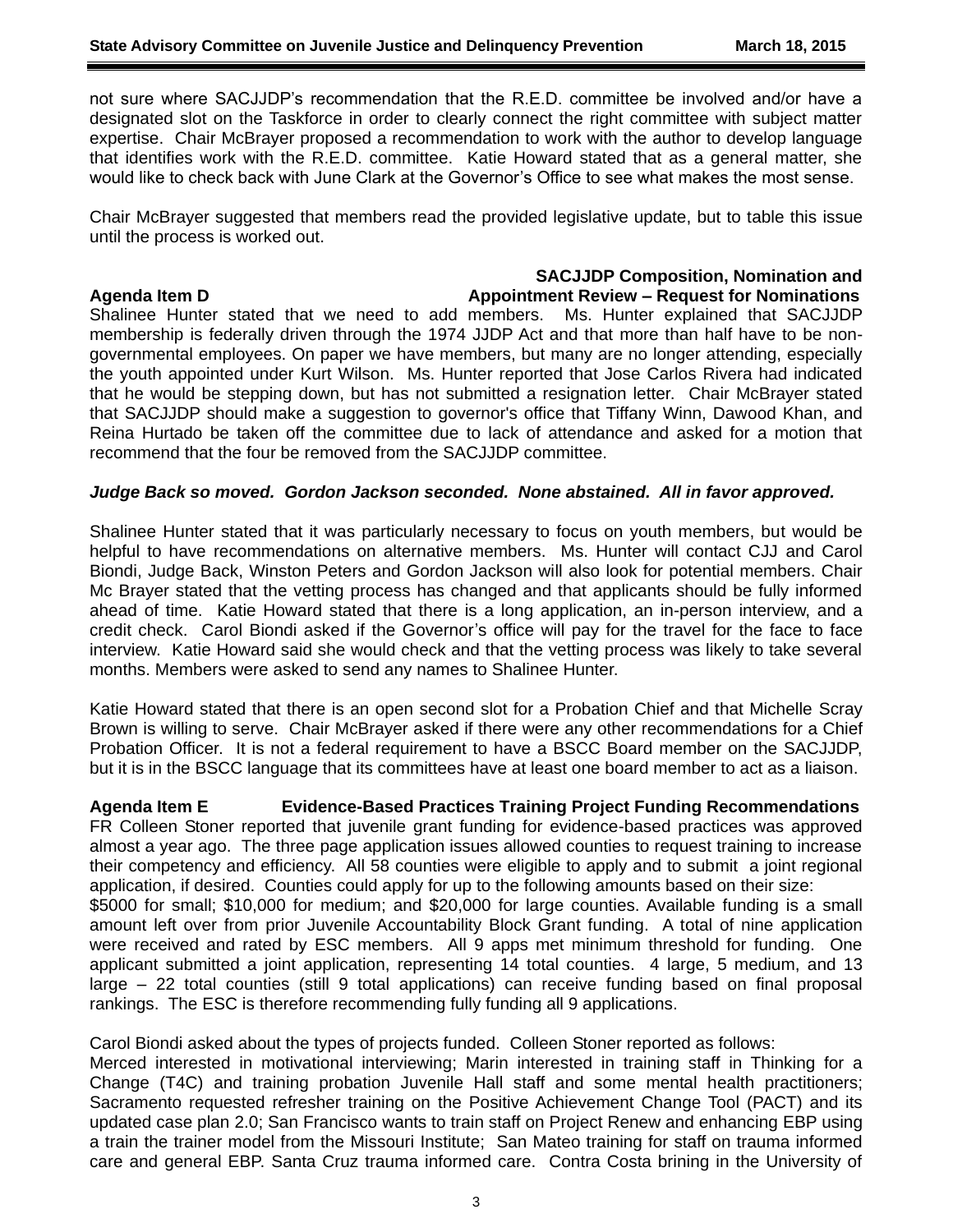not sure where SACJJDP's recommendation that the R.E.D. committee be involved and/or have a designated slot on the Taskforce in order to clearly connect the right committee with subject matter expertise. Chair McBrayer proposed a recommendation to work with the author to develop language that identifies work with the R.E.D. committee. Katie Howard stated that as a general matter, she would like to check back with June Clark at the Governor's Office to see what makes the most sense.

Chair McBrayer suggested that members read the provided legislative update, but to table this issue until the process is worked out.

**Agenda Item D — SACJJDP Composition, Nomination and Appointment Review – Request for Nominations**

Shalinee Hunter stated that we need to add members. Ms. Hunter explained that SACJJDP membership is federally driven through the 1974 JJDP Act and that more than half have to be non-governmental employees. On paper we have members, but many are no longer attending, especially the youth appointed under Kurt Wilson. Ms. Hunter reported that Jose Carlos Rivera had indicated that he would be stepping down, but has not submitted a resignation letter. Chair McBrayer stated that SACJJDP should make a suggestion to governor's office that Tiffany Winn, Dawood Khan, and Reina Hurtado be taken off the committee due to lack of attendance and asked for a motion that recommend that the four be removed from the SACJJDP committee.

***Judge Back so moved. Gordon Jackson seconded. None abstained. All in favor approved.***

Shalinee Hunter stated that it was particularly necessary to focus on youth members, but would be helpful to have recommendations on alternative members. Ms. Hunter will contact CJJ and Carol Biondi, Judge Back, Winston Peters and Gordon Jackson will also look for potential members. Chair Mc Brayer stated that the vetting process has changed and that applicants should be fully informed ahead of time. Katie Howard stated that there is a long application, an in-person interview, and a credit check. Carol Biondi asked if the Governor's office will pay for the travel for the face to face interview. Katie Howard said she would check and that the vetting process was likely to take several months. Members were asked to send any names to Shalinee Hunter.

Katie Howard stated that there is an open second slot for a Probation Chief and that Michelle Scray Brown is willing to serve. Chair McBrayer asked if there were any other recommendations for a Chief Probation Officer. It is not a federal requirement to have a BSCC Board member on the SACJJDP, but it is in the BSCC language that its committees have at least one board member to act as a liaison.

**Agenda Item E — Evidence-Based Practices Training Project Funding Recommendations**

FR Colleen Stoner reported that juvenile grant funding for evidence-based practices was approved almost a year ago. The three page application issues allowed counties to request training to increase their competency and efficiency. All 58 counties were eligible to apply and to submit a joint regional application, if desired. Counties could apply for up to the following amounts based on their size: $5000 for small; $10,000 for medium; and $20,000 for large counties. Available funding is a small amount left over from prior Juvenile Accountability Block Grant funding. A total of nine application were received and rated by ESC members. All 9 apps met minimum threshold for funding. One applicant submitted a joint application, representing 14 total counties. 4 large, 5 medium, and 13 large – 22 total counties (still 9 total applications) can receive funding based on final proposal rankings. The ESC is therefore recommending fully funding all 9 applications.

Carol Biondi asked about the types of projects funded. Colleen Stoner reported as follows:
Merced interested in motivational interviewing; Marin interested in training staff in Thinking for a Change (T4C) and training probation Juvenile Hall staff and some mental health practitioners; Sacramento requested refresher training on the Positive Achievement Change Tool (PACT) and its updated case plan 2.0; San Francisco wants to train staff on Project Renew and enhancing EBP using a train the trainer model from the Missouri Institute; San Mateo training for staff on trauma informed care and general EBP. Santa Cruz trauma informed care. Contra Costa brining in the University of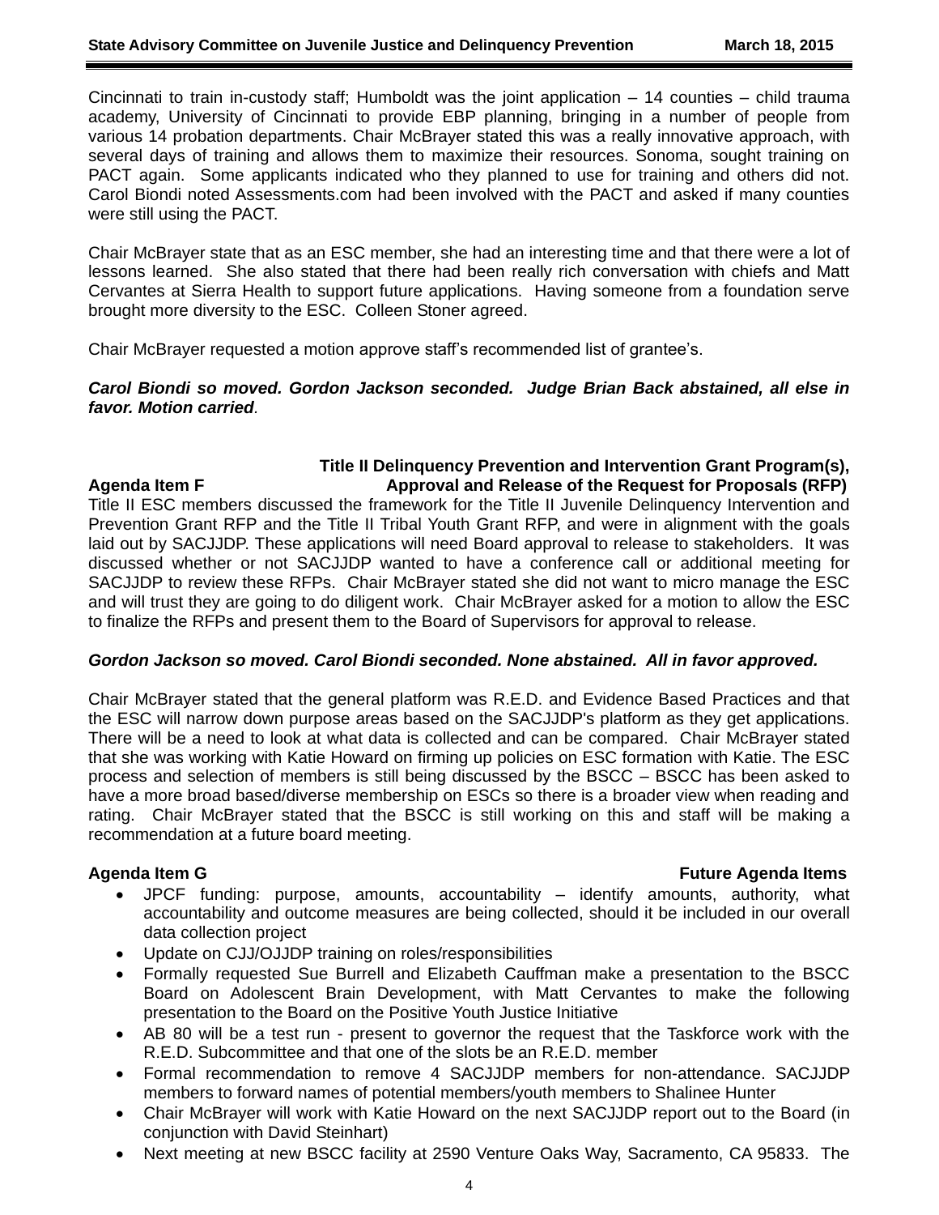Cincinnati to train in-custody staff; Humboldt was the joint application – 14 counties – child trauma academy, University of Cincinnati to provide EBP planning, bringing in a number of people from various 14 probation departments. Chair McBrayer stated this was a really innovative approach, with several days of training and allows them to maximize their resources. Sonoma, sought training on PACT again. Some applicants indicated who they planned to use for training and others did not. Carol Biondi noted Assessments.com had been involved with the PACT and asked if many counties were still using the PACT.

Chair McBrayer state that as an ESC member, she had an interesting time and that there were a lot of lessons learned. She also stated that there had been really rich conversation with chiefs and Matt Cervantes at Sierra Health to support future applications. Having someone from a foundation serve brought more diversity to the ESC. Colleen Stoner agreed.

Chair McBrayer requested a motion approve staff's recommended list of grantee's.

***Carol Biondi so moved. Gordon Jackson seconded. Judge Brian Back abstained, all else in favor. Motion carried.***

**Agenda Item F — Title II Delinquency Prevention and Intervention Grant Program(s), Approval and Release of the Request for Proposals (RFP)**

Title II ESC members discussed the framework for the Title II Juvenile Delinquency Intervention and Prevention Grant RFP and the Title II Tribal Youth Grant RFP, and were in alignment with the goals laid out by SACJJDP. These applications will need Board approval to release to stakeholders. It was discussed whether or not SACJJDP wanted to have a conference call or additional meeting for SACJJDP to review these RFPs. Chair McBrayer stated she did not want to micro manage the ESC and will trust they are going to do diligent work. Chair McBrayer asked for a motion to allow the ESC to finalize the RFPs and present them to the Board of Supervisors for approval to release.

***Gordon Jackson so moved. Carol Biondi seconded. None abstained. All in favor approved.***

Chair McBrayer stated that the general platform was R.E.D. and Evidence Based Practices and that the ESC will narrow down purpose areas based on the SACJJDP's platform as they get applications. There will be a need to look at what data is collected and can be compared. Chair McBrayer stated that she was working with Katie Howard on firming up policies on ESC formation with Katie. The ESC process and selection of members is still being discussed by the BSCC – BSCC has been asked to have a more broad based/diverse membership on ESCs so there is a broader view when reading and rating. Chair McBrayer stated that the BSCC is still working on this and staff will be making a recommendation at a future board meeting.

**Agenda Item G — Future Agenda Items**

- JPCF funding: purpose, amounts, accountability – identify amounts, authority, what accountability and outcome measures are being collected, should it be included in our overall data collection project
- Update on CJJ/OJJDP training on roles/responsibilities
- Formally requested Sue Burrell and Elizabeth Cauffman make a presentation to the BSCC Board on Adolescent Brain Development, with Matt Cervantes to make the following presentation to the Board on the Positive Youth Justice Initiative
- AB 80 will be a test run - present to governor the request that the Taskforce work with the R.E.D. Subcommittee and that one of the slots be an R.E.D. member
- Formal recommendation to remove 4 SACJJDP members for non-attendance. SACJJDP members to forward names of potential members/youth members to Shalinee Hunter
- Chair McBrayer will work with Katie Howard on the next SACJJDP report out to the Board (in conjunction with David Steinhart)
- Next meeting at new BSCC facility at 2590 Venture Oaks Way, Sacramento, CA 95833. The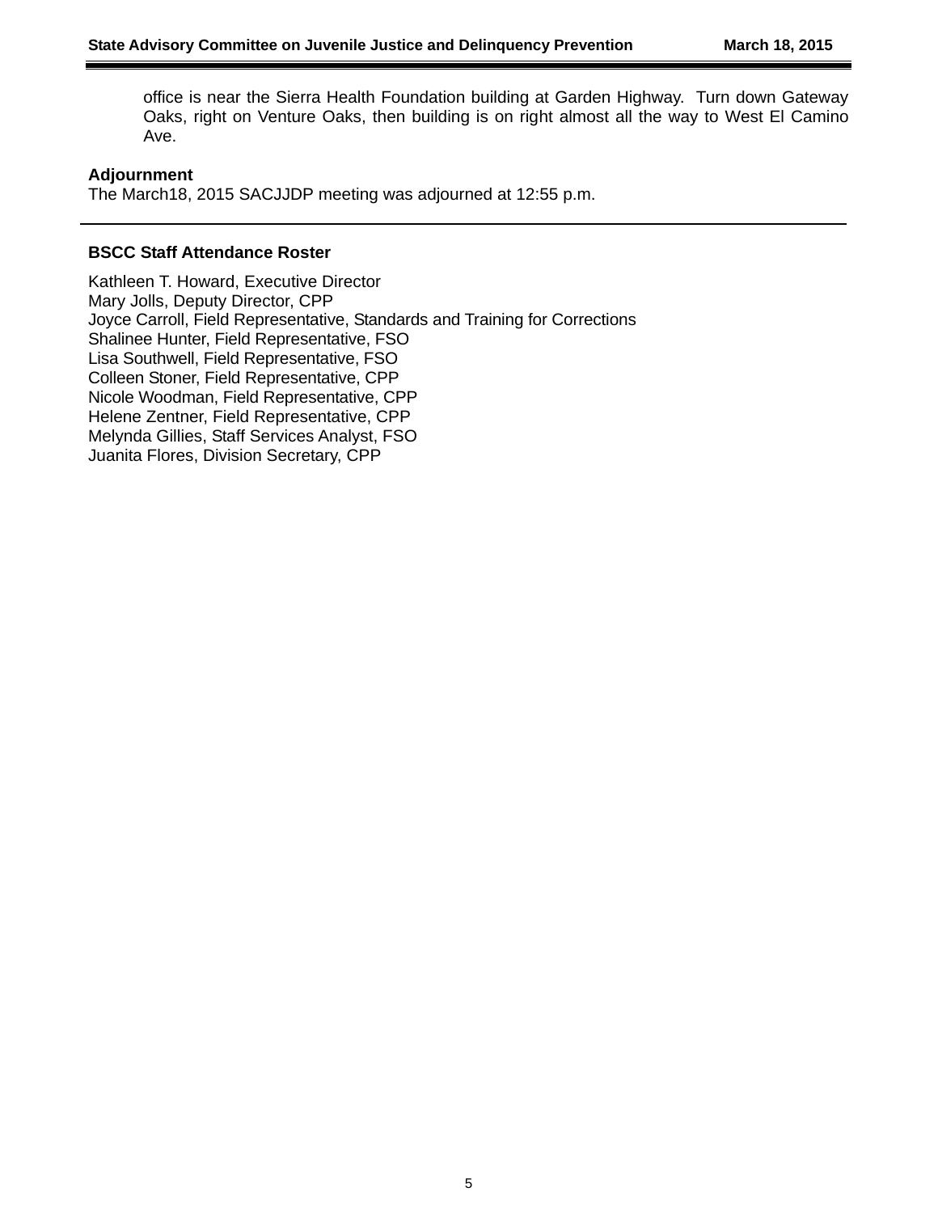office is near the Sierra Health Foundation building at Garden Highway. Turn down Gateway Oaks, right on Venture Oaks, then building is on right almost all the way to West El Camino Ave.

**Adjournment**
The March18, 2015 SACJJDP meeting was adjourned at 12:55 p.m.

---

**BSCC Staff Attendance Roster**

Kathleen T. Howard, Executive Director
Mary Jolls, Deputy Director, CPP
Joyce Carroll, Field Representative, Standards and Training for Corrections
Shalinee Hunter, Field Representative, FSO
Lisa Southwell, Field Representative, FSO
Colleen Stoner, Field Representative, CPP
Nicole Woodman, Field Representative, CPP
Helene Zentner, Field Representative, CPP
Melynda Gillies, Staff Services Analyst, FSO
Juanita Flores, Division Secretary, CPP